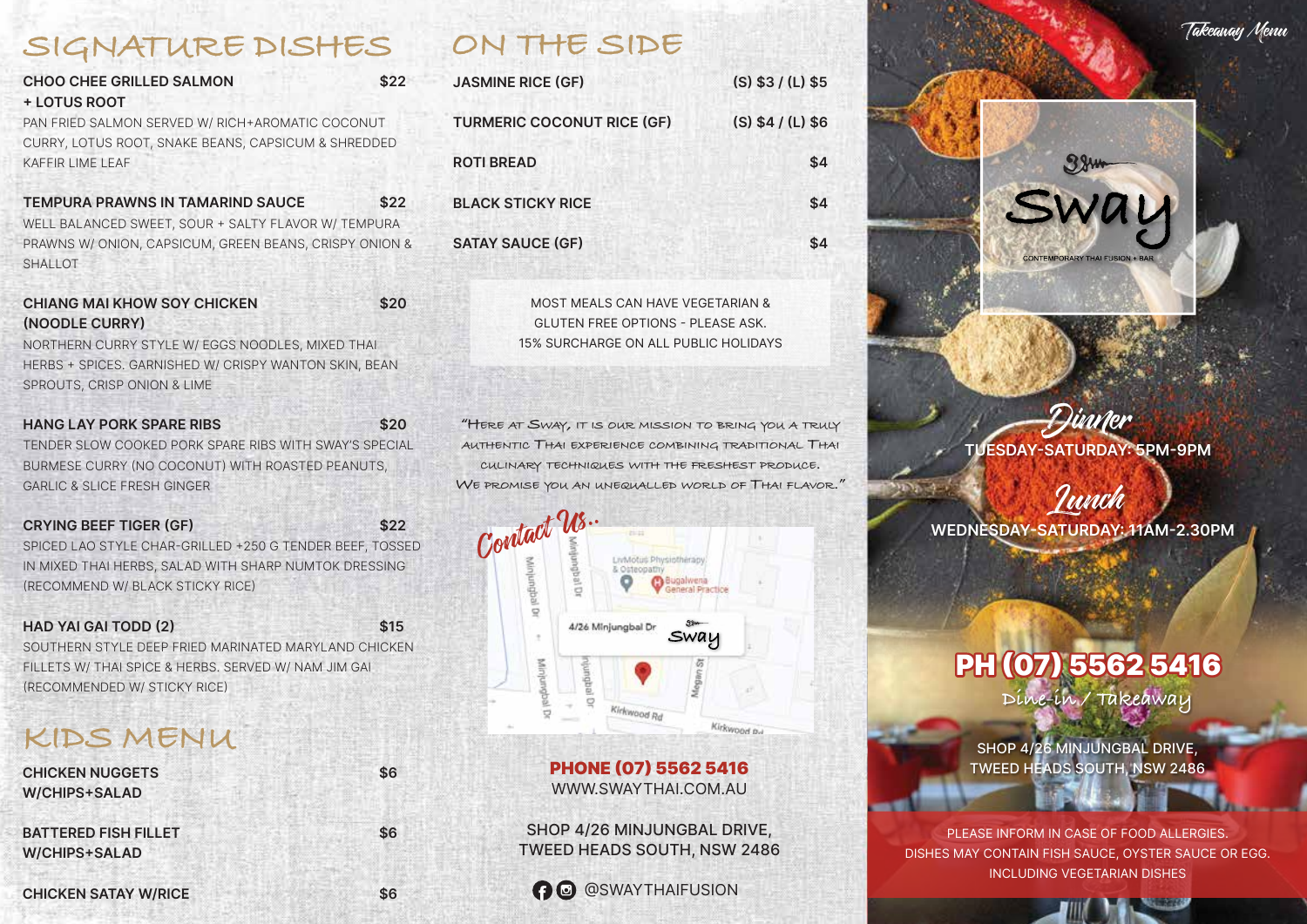# SIGNATURE DISHES

**CHOO CHEE GRILLED SALMON + LOTUS ROOT** — $22
PAN FRIED SALMON SERVED W/ RICH+AROMATIC COCONUT CURRY, LOTUS ROOT, SNAKE BEANS, CAPSICUM & SHREDDED KAFFIR LIME LEAF

**TEMPURA PRAWNS IN TAMARIND SAUCE** — $22
WELL BALANCED SWEET, SOUR + SALTY FLAVOR W/ TEMPURA PRAWNS W/ ONION, CAPSICUM, GREEN BEANS, CRISPY ONION & SHALLOT

**CHIANG MAI KHOW SOY CHICKEN (NOODLE CURRY)** — $20
NORTHERN CURRY STYLE W/ EGGS NOODLES, MIXED THAI HERBS + SPICES. GARNISHED W/ CRISPY WANTON SKIN, BEAN SPROUTS, CRISP ONION & LIME

**HANG LAY PORK SPARE RIBS** — $20
TENDER SLOW COOKED PORK SPARE RIBS WITH SWAY'S SPECIAL BURMESE CURRY (NO COCONUT) WITH ROASTED PEANUTS, GARLIC & SLICE FRESH GINGER

**CRYING BEEF TIGER (GF)** — $22
SPICED LAO STYLE CHAR-GRILLED +250 G TENDER BEEF, TOSSED IN MIXED THAI HERBS, SALAD WITH SHARP NUMTOK DRESSING (RECOMMEND W/ BLACK STICKY RICE)

**HAD YAI GAI TODD (2)** — $15
SOUTHERN STYLE DEEP FRIED MARINATED MARYLAND CHICKEN FILLETS W/ THAI SPICE & HERBS. SERVED W/ NAM JIM GAI (RECOMMENDED W/ STICKY RICE)

# KIDS MENU

| Item | Price |
| --- | --- |
| CHICKEN NUGGETS W/CHIPS+SALAD | $6 |
| BATTERED FISH FILLET W/CHIPS+SALAD | $6 |
| CHICKEN SATAY W/RICE | $6 |

# ON THE SIDE

| Item | Price |
| --- | --- |
| JASMINE RICE (GF) | (S) $3 / (L) $5 |
| TURMERIC COCONUT RICE (GF) | (S) $4 / (L) $6 |
| ROTI BREAD | $4 |
| BLACK STICKY RICE | $4 |
| SATAY SAUCE (GF) | $4 |

MOST MEALS CAN HAVE VEGETARIAN & GLUTEN FREE OPTIONS - PLEASE ASK.
15% SURCHARGE ON ALL PUBLIC HOLIDAYS

*"Here at Sway, it is our mission to bring you a truly authentic Thai experience combining traditional Thai culinary techniques with the freshest produce. We promise you an unequalled world of Thai flavor."*

## Contact Us..

**PHONE (07) 5562 5416**
WWW.SWAYTHAI.COM.AU

SHOP 4/26 MINJUNGBAL DRIVE,
TWEED HEADS SOUTH, NSW 2486

@SWAYTHAIFUSION

*Takeaway Menu*

# Sway

CONTEMPORARY THAI FUSION + BAR

## Dinner

TUESDAY-SATURDAY: 5PM-9PM

## Lunch

WEDNESDAY-SATURDAY: 11AM-2.30PM

## PH (07) 5562 5416

Dine-in / Takeaway

SHOP 4/26 MINJUNGBAL DRIVE,
TWEED HEADS SOUTH, NSW 2486

PLEASE INFORM IN CASE OF FOOD ALLERGIES.
DISHES MAY CONTAIN FISH SAUCE, OYSTER SAUCE OR EGG.
INCLUDING VEGETARIAN DISHES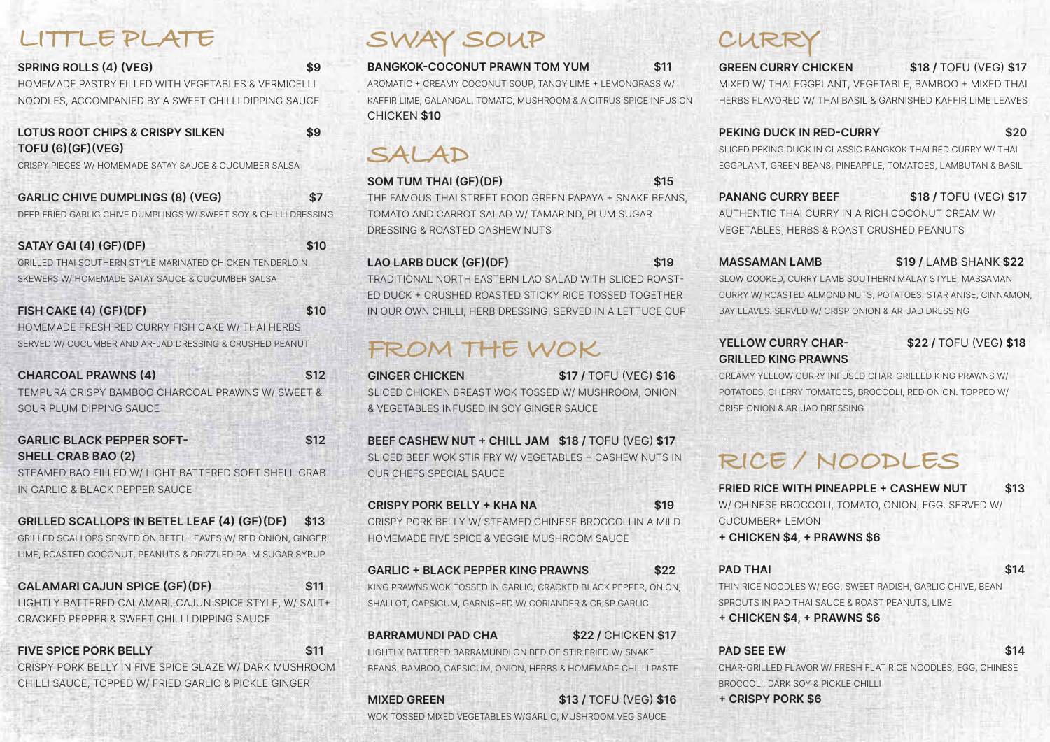# LITTLE PLATE

**SPRING ROLLS (4) (VEG)** **$9**
HOMEMADE PASTRY FILLED WITH VEGETABLES & VERMICELLI NOODLES, ACCOMPANIED BY A SWEET CHILLI DIPPING SAUCE

**LOTUS ROOT CHIPS & CRISPY SILKEN TOFU (6)(GF)(VEG)** **$9**
CRISPY PIECES W/ HOMEMADE SATAY SAUCE & CUCUMBER SALSA

**GARLIC CHIVE DUMPLINGS (8) (VEG)** **$7**
DEEP FRIED GARLIC CHIVE DUMPLINGS W/ SWEET SOY & CHILLI DRESSING

**SATAY GAI (4) (GF)(DF)** **$10**
GRILLED THAI SOUTHERN STYLE MARINATED CHICKEN TENDERLOIN SKEWERS W/ HOMEMADE SATAY SAUCE & CUCUMBER SALSA

**FISH CAKE (4) (GF)(DF)** **$10**
HOMEMADE FRESH RED CURRY FISH CAKE W/ THAI HERBS SERVED W/ CUCUMBER AND AR-JAD DRESSING & CRUSHED PEANUT

**CHARCOAL PRAWNS (4)** **$12**
TEMPURA CRISPY BAMBOO CHARCOAL PRAWNS W/ SWEET & SOUR PLUM DIPPING SAUCE

**GARLIC BLACK PEPPER SOFT-SHELL CRAB BAO (2)** **$12**
STEAMED BAO FILLED W/ LIGHT BATTERED SOFT SHELL CRAB IN GARLIC & BLACK PEPPER SAUCE

**GRILLED SCALLOPS IN BETEL LEAF (4) (GF)(DF)** **$13**
GRILLED SCALLOPS SERVED ON BETEL LEAVES W/ RED ONION, GINGER, LIME, ROASTED COCONUT, PEANUTS & DRIZZLED PALM SUGAR SYRUP

**CALAMARI CAJUN SPICE (GF)(DF)** **$11**
LIGHTLY BATTERED CALAMARI, CAJUN SPICE STYLE, W/ SALT+ CRACKED PEPPER & SWEET CHILLI DIPPING SAUCE

**FIVE SPICE PORK BELLY** **$11**
CRISPY PORK BELLY IN FIVE SPICE GLAZE W/ DARK MUSHROOM CHILLI SAUCE, TOPPED W/ FRIED GARLIC & PICKLE GINGER

# SWAY SOUP

**BANGKOK-COCONUT PRAWN TOM YUM** **$11**
AROMATIC + CREAMY COCONUT SOUP, TANGY LIME + LEMONGRASS W/ KAFFIR LIME, GALANGAL, TOMATO, MUSHROOM & A CITRUS SPICE INFUSION
CHICKEN **$10**

# SALAD

**SOM TUM THAI (GF)(DF)** **$15**
THE FAMOUS THAI STREET FOOD GREEN PAPAYA + SNAKE BEANS, TOMATO AND CARROT SALAD W/ TAMARIND, PLUM SUGAR DRESSING & ROASTED CASHEW NUTS

**LAO LARB DUCK (GF)(DF)** **$19**
TRADITIONAL NORTH EASTERN LAO SALAD WITH SLICED ROAST-ED DUCK + CRUSHED ROASTED STICKY RICE TOSSED TOGETHER IN OUR OWN CHILLI, HERB DRESSING, SERVED IN A LETTUCE CUP

# FROM THE WOK

**GINGER CHICKEN** **$17 /** TOFU (VEG) **$16**
SLICED CHICKEN BREAST WOK TOSSED W/ MUSHROOM, ONION & VEGETABLES INFUSED IN SOY GINGER SAUCE

**BEEF CASHEW NUT + CHILL JAM** **$18 /** TOFU (VEG) **$17**
SLICED BEEF WOK STIR FRY W/ VEGETABLES + CASHEW NUTS IN OUR CHEFS SPECIAL SAUCE

**CRISPY PORK BELLY + KHA NA** **$19**
CRISPY PORK BELLY W/ STEAMED CHINESE BROCCOLI IN A MILD HOMEMADE FIVE SPICE & VEGGIE MUSHROOM SAUCE

**GARLIC + BLACK PEPPER KING PRAWNS** **$22**
KING PRAWNS WOK TOSSED IN GARLIC, CRACKED BLACK PEPPER, ONION, SHALLOT, CAPSICUM, GARNISHED W/ CORIANDER & CRISP GARLIC

**BARRAMUNDI PAD CHA** **$22 /** CHICKEN **$17**
LIGHTLY BATTERED BARRAMUNDI ON BED OF STIR FRIED W/ SNAKE BEANS, BAMBOO, CAPSICUM, ONION, HERBS & HOMEMADE CHILLI PASTE

**MIXED GREEN** **$13 /** TOFU (VEG) **$16**
WOK TOSSED MIXED VEGETABLES W/GARLIC, MUSHROOM VEG SAUCE

# CURRY

**GREEN CURRY CHICKEN** **$18 /** TOFU (VEG) **$17**
MIXED W/ THAI EGGPLANT, VEGETABLE, BAMBOO + MIXED THAI HERBS FLAVORED W/ THAI BASIL & GARNISHED KAFFIR LIME LEAVES

**PEKING DUCK IN RED-CURRY** **$20**
SLICED PEKING DUCK IN CLASSIC BANGKOK THAI RED CURRY W/ THAI EGGPLANT, GREEN BEANS, PINEAPPLE, TOMATOES, LAMBUTAN & BASIL

**PANANG CURRY BEEF** **$18 /** TOFU (VEG) **$17**
AUTHENTIC THAI CURRY IN A RICH COCONUT CREAM W/ VEGETABLES, HERBS & ROAST CRUSHED PEANUTS

**MASSAMAN LAMB** **$19 /** LAMB SHANK **$22**
SLOW COOKED, CURRY LAMB SOUTHERN MALAY STYLE, MASSAMAN CURRY W/ ROASTED ALMOND NUTS, POTATOES, STAR ANISE, CINNAMON, BAY LEAVES. SERVED W/ CRISP ONION & AR-JAD DRESSING

**YELLOW CURRY CHAR-GRILLED KING PRAWNS** **$22 /** TOFU (VEG) **$18**
CREAMY YELLOW CURRY INFUSED CHAR-GRILLED KING PRAWNS W/ POTATOES, CHERRY TOMATOES, BROCCOLI, RED ONION. TOPPED W/ CRISP ONION & AR-JAD DRESSING

# RICE / NOODLES

**FRIED RICE WITH PINEAPPLE + CASHEW NUT** **$13**
W/ CHINESE BROCCOLI, TOMATO, ONION, EGG. SERVED W/ CUCUMBER+ LEMON
**+ CHICKEN $4, + PRAWNS $6**

**PAD THAI** **$14**
THIN RICE NOODLES W/ EGG, SWEET RADISH, GARLIC CHIVE, BEAN SPROUTS IN PAD THAI SAUCE & ROAST PEANUTS, LIME
**+ CHICKEN $4, + PRAWNS $6**

**PAD SEE EW** **$14**
CHAR-GRILLED FLAVOR W/ FRESH FLAT RICE NOODLES, EGG, CHINESE BROCCOLI, DARK SOY & PICKLE CHILLI
**+ CRISPY PORK $6**